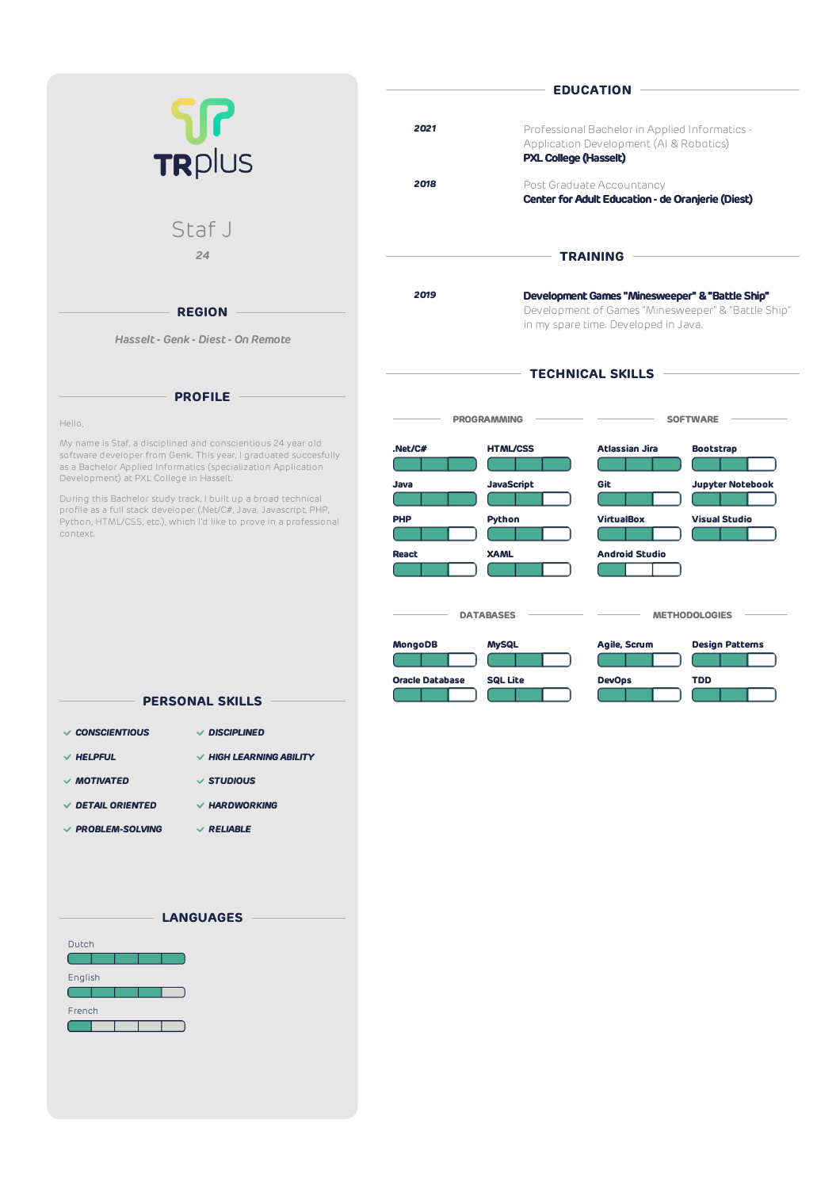TRplus

# Staf J

*24*

## REGION

*Hasselt - Genk - Diest - On Remote*

## PROFILE

Hello,

My name is Staf, a disciplined and conscientious 24 year old software developer from Genk. This year, I graduated succesfully as a Bachelor Applied Informatics (specialization Application Development) at PXL College in Hasselt.

During this Bachelor study track, I built up a broad technical profile as a full stack developer (.Net/C#, Java, Javascript, PHP, Python, HTML/CSS, etc.), which I'd like to prove in a professional context.

## PERSONAL SKILLS

- ***CONSCIENTIOUS***
- ***DISCIPLINED***
- ***HELPFUL***
- ***HIGH LEARNING ABILITY***
- ***MOTIVATED***
- ***STUDIOUS***
- ***DETAIL ORIENTED***
- ***HARDWORKING***
- ***PROBLEM-SOLVING***
- ***RELIABLE***

## LANGUAGES

Dutch

English

French

## EDUCATION

***2021***

Professional Bachelor in Applied Informatics - Application Development (AI & Robotics)
**PXL College (Hasselt)**

***2018***

Post Graduate Accountancy
**Center for Adult Education - de Oranjerie (Diest)**

## TRAINING

***2019***

**Development Games "Minesweeper" & "Battle Ship"**
Development of Games "Minesweeper" & "Battle Ship" in my spare time. Developed in Java.

## TECHNICAL SKILLS

### PROGRAMMING

- **.Net/C#**
- **HTML/CSS**
- **Java**
- **JavaScript**
- **PHP**
- **Python**
- **React**
- **XAML**

### SOFTWARE

- **Atlassian Jira**
- **Bootstrap**
- **Git**
- **Jupyter Notebook**
- **VirtualBox**
- **Visual Studio**
- **Android Studio**

### DATABASES

- **MongoDB**
- **MySQL**
- **Oracle Database**
- **SQL Lite**

### METHODOLOGIES

- **Agile, Scrum**
- **Design Patterns**
- **DevOps**
- **TDD**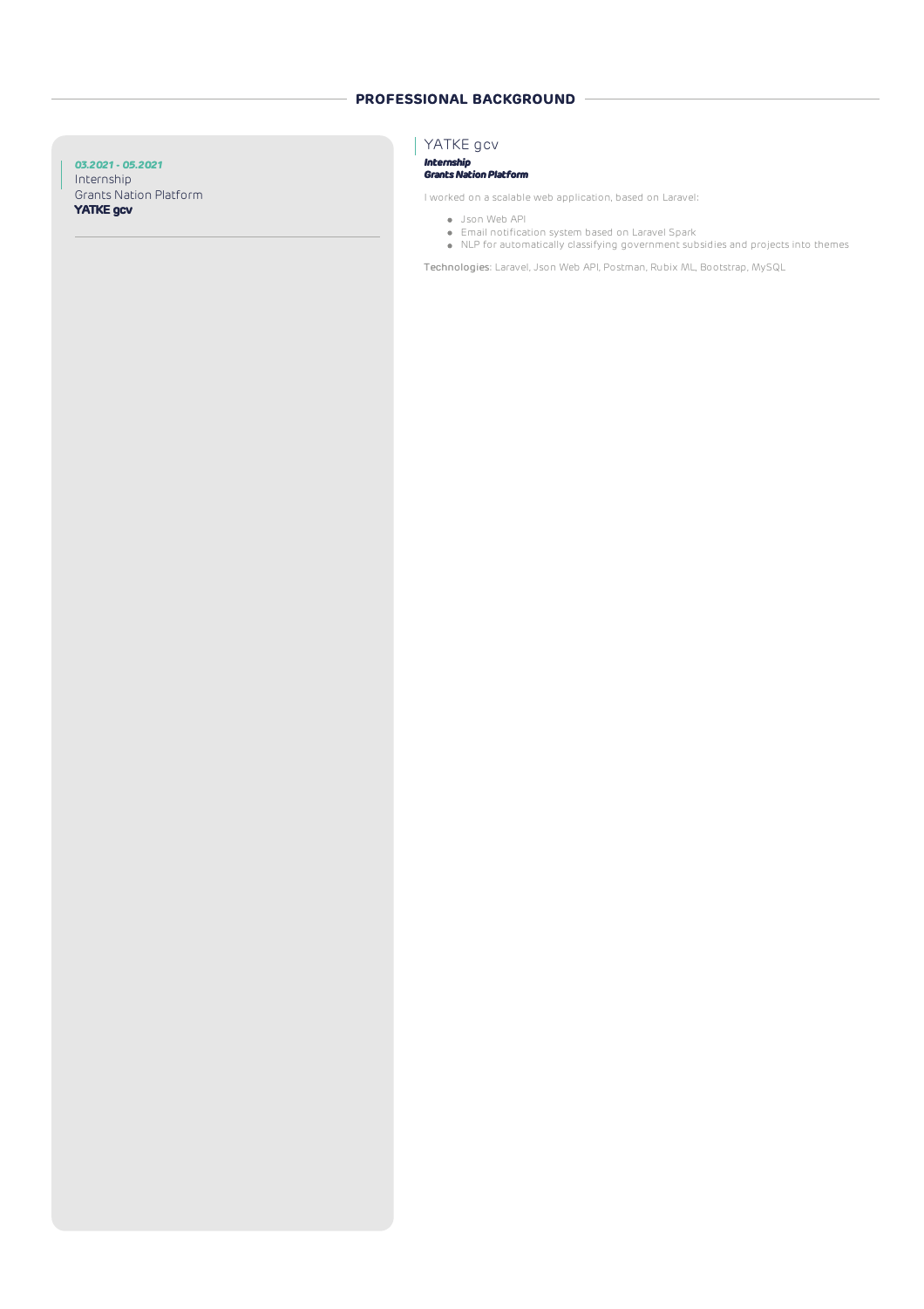## PROFESSIONAL BACKGROUND

***03.2021 - 05.2021***
Internship
Grants Nation Platform
**YATKE gcv**

### YATKE gcv

***Internship***
***Grants Nation Platform***

I worked on a scalable web application, based on Laravel:

- Json Web API
- Email notification system based on Laravel Spark
- NLP for automatically classifying government subsidies and projects into themes

**Technologies**: Laravel, Json Web API, Postman, Rubix ML, Bootstrap, MySQL